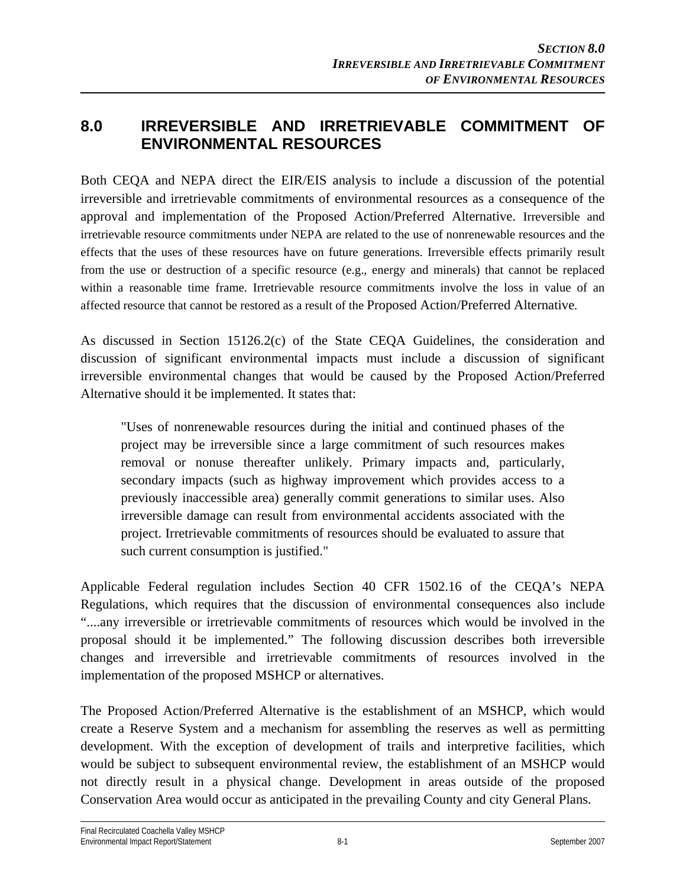# 8.0 IRREVERSIBLE AND IRRETRIEVABLE COMMITMENT OF ENVIRONMENTAL RESOURCES

Both CEQA and NEPA direct the EIR/EIS analysis to include a discussion of the potential irreversible and irretrievable commitments of environmental resources as a consequence of the approval and implementation of the Proposed Action/Preferred Alternative. Irreversible and irretrievable resource commitments under NEPA are related to the use of nonrenewable resources and the effects that the uses of these resources have on future generations. Irreversible effects primarily result from the use or destruction of a specific resource (e.g., energy and minerals) that cannot be replaced within a reasonable time frame. Irretrievable resource commitments involve the loss in value of an affected resource that cannot be restored as a result of the Proposed Action/Preferred Alternative.

As discussed in Section 15126.2(c) of the State CEQA Guidelines, the consideration and discussion of significant environmental impacts must include a discussion of significant irreversible environmental changes that would be caused by the Proposed Action/Preferred Alternative should it be implemented. It states that:

> "Uses of nonrenewable resources during the initial and continued phases of the project may be irreversible since a large commitment of such resources makes removal or nonuse thereafter unlikely. Primary impacts and, particularly, secondary impacts (such as highway improvement which provides access to a previously inaccessible area) generally commit generations to similar uses. Also irreversible damage can result from environmental accidents associated with the project. Irretrievable commitments of resources should be evaluated to assure that such current consumption is justified."

Applicable Federal regulation includes Section 40 CFR 1502.16 of the CEQA's NEPA Regulations, which requires that the discussion of environmental consequences also include "....any irreversible or irretrievable commitments of resources which would be involved in the proposal should it be implemented." The following discussion describes both irreversible changes and irreversible and irretrievable commitments of resources involved in the implementation of the proposed MSHCP or alternatives.

The Proposed Action/Preferred Alternative is the establishment of an MSHCP, which would create a Reserve System and a mechanism for assembling the reserves as well as permitting development. With the exception of development of trails and interpretive facilities, which would be subject to subsequent environmental review, the establishment of an MSHCP would not directly result in a physical change. Development in areas outside of the proposed Conservation Area would occur as anticipated in the prevailing County and city General Plans.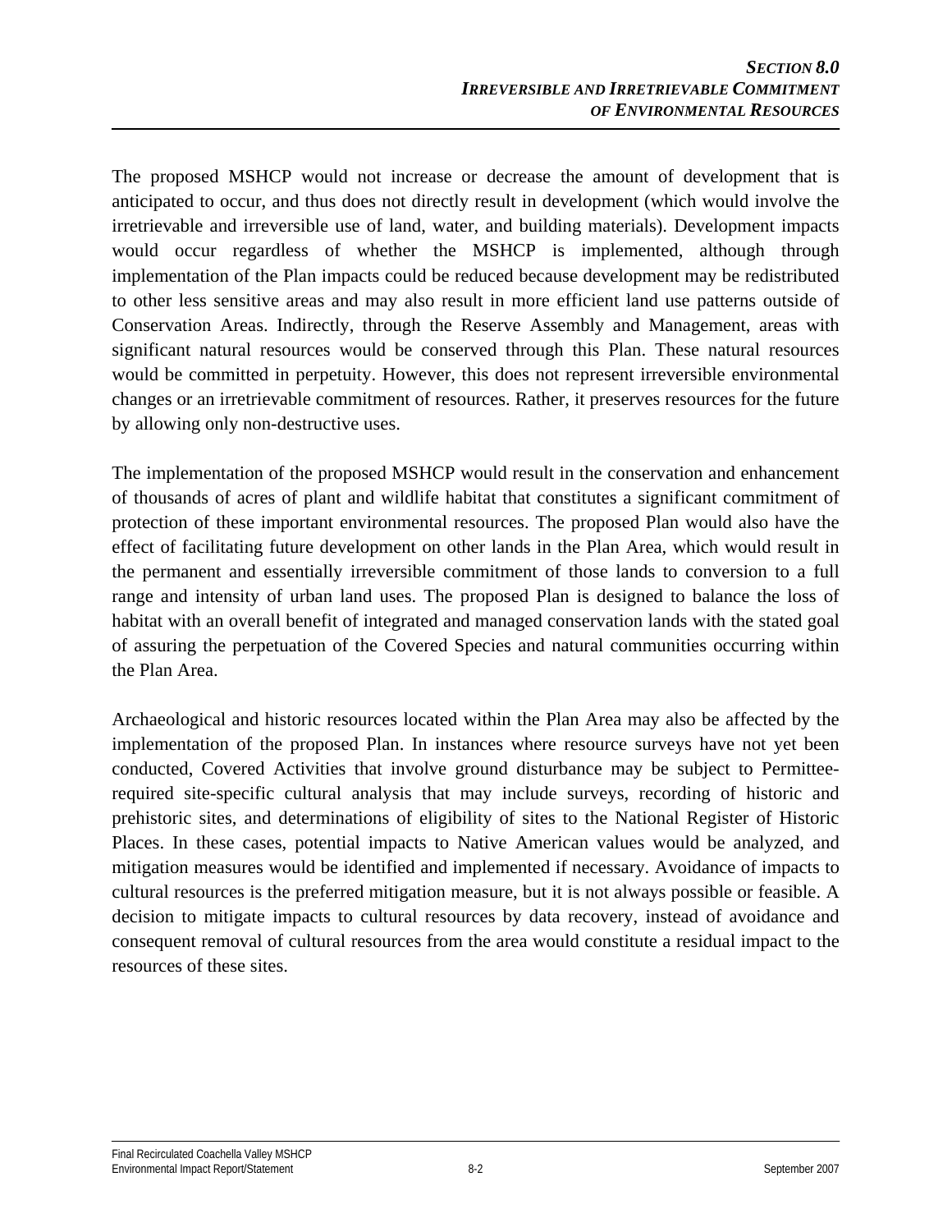The proposed MSHCP would not increase or decrease the amount of development that is anticipated to occur, and thus does not directly result in development (which would involve the irretrievable and irreversible use of land, water, and building materials). Development impacts would occur regardless of whether the MSHCP is implemented, although through implementation of the Plan impacts could be reduced because development may be redistributed to other less sensitive areas and may also result in more efficient land use patterns outside of Conservation Areas. Indirectly, through the Reserve Assembly and Management, areas with significant natural resources would be conserved through this Plan. These natural resources would be committed in perpetuity. However, this does not represent irreversible environmental changes or an irretrievable commitment of resources. Rather, it preserves resources for the future by allowing only non-destructive uses.

The implementation of the proposed MSHCP would result in the conservation and enhancement of thousands of acres of plant and wildlife habitat that constitutes a significant commitment of protection of these important environmental resources. The proposed Plan would also have the effect of facilitating future development on other lands in the Plan Area, which would result in the permanent and essentially irreversible commitment of those lands to conversion to a full range and intensity of urban land uses. The proposed Plan is designed to balance the loss of habitat with an overall benefit of integrated and managed conservation lands with the stated goal of assuring the perpetuation of the Covered Species and natural communities occurring within the Plan Area.

Archaeological and historic resources located within the Plan Area may also be affected by the implementation of the proposed Plan. In instances where resource surveys have not yet been conducted, Covered Activities that involve ground disturbance may be subject to Permittee-required site-specific cultural analysis that may include surveys, recording of historic and prehistoric sites, and determinations of eligibility of sites to the National Register of Historic Places. In these cases, potential impacts to Native American values would be analyzed, and mitigation measures would be identified and implemented if necessary. Avoidance of impacts to cultural resources is the preferred mitigation measure, but it is not always possible or feasible. A decision to mitigate impacts to cultural resources by data recovery, instead of avoidance and consequent removal of cultural resources from the area would constitute a residual impact to the resources of these sites.